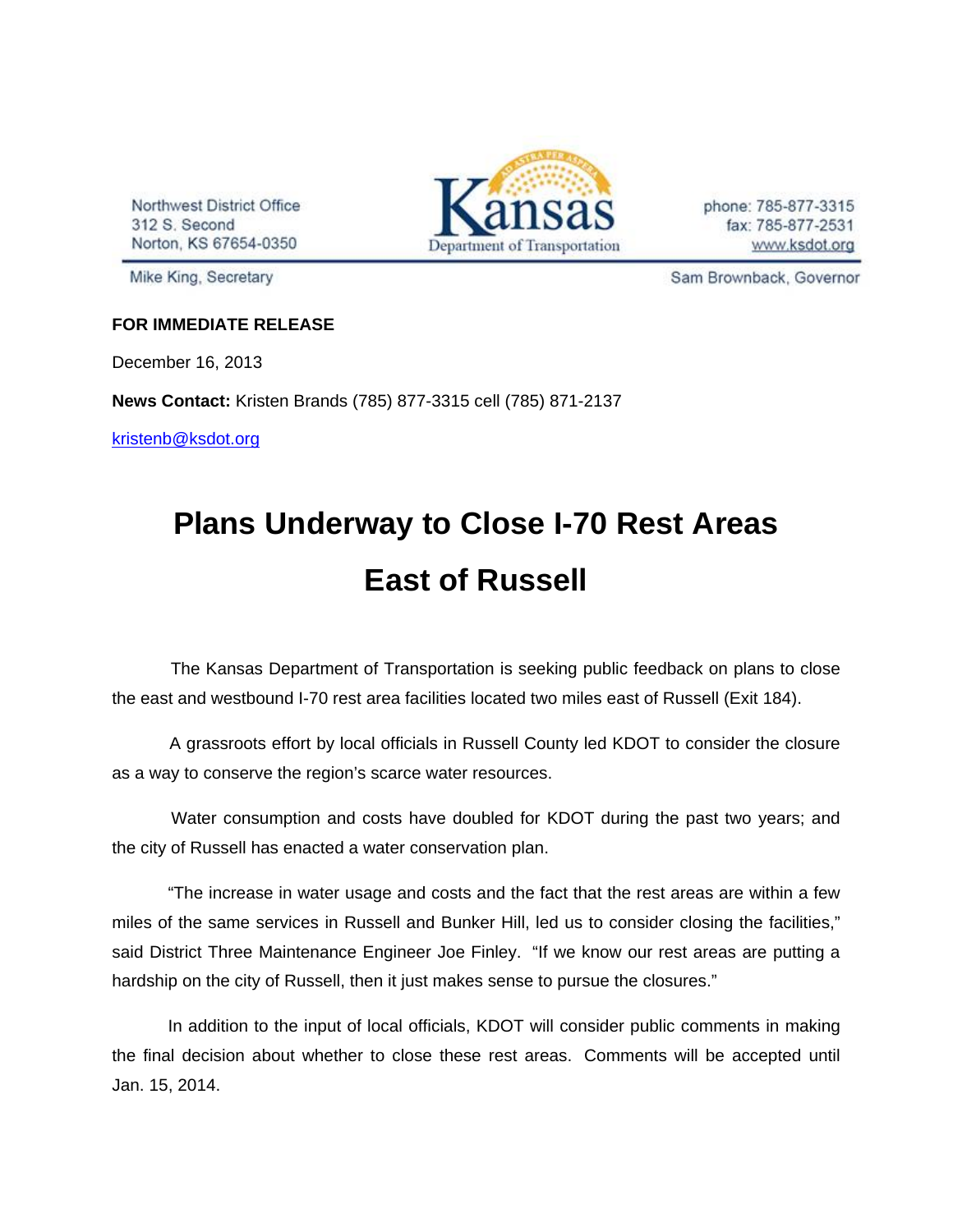Northwest District Office
312 S. Second
Norton, KS 67654-0350

Kansas Department of Transportation

phone: 785-877-3315
fax: 785-877-2531
www.ksdot.org

Mike King, Secretary

Sam Brownback, Governor

**FOR IMMEDIATE RELEASE**

December 16, 2013

**News Contact:** Kristen Brands (785) 877-3315 cell (785) 871-2137

kristenb@ksdot.org

# Plans Underway to Close I-70 Rest Areas East of Russell

The Kansas Department of Transportation is seeking public feedback on plans to close the east and westbound I-70 rest area facilities located two miles east of Russell (Exit 184).

A grassroots effort by local officials in Russell County led KDOT to consider the closure as a way to conserve the region's scarce water resources.

Water consumption and costs have doubled for KDOT during the past two years; and the city of Russell has enacted a water conservation plan.

"The increase in water usage and costs and the fact that the rest areas are within a few miles of the same services in Russell and Bunker Hill, led us to consider closing the facilities," said District Three Maintenance Engineer Joe Finley. "If we know our rest areas are putting a hardship on the city of Russell, then it just makes sense to pursue the closures."

In addition to the input of local officials, KDOT will consider public comments in making the final decision about whether to close these rest areas. Comments will be accepted until Jan. 15, 2014.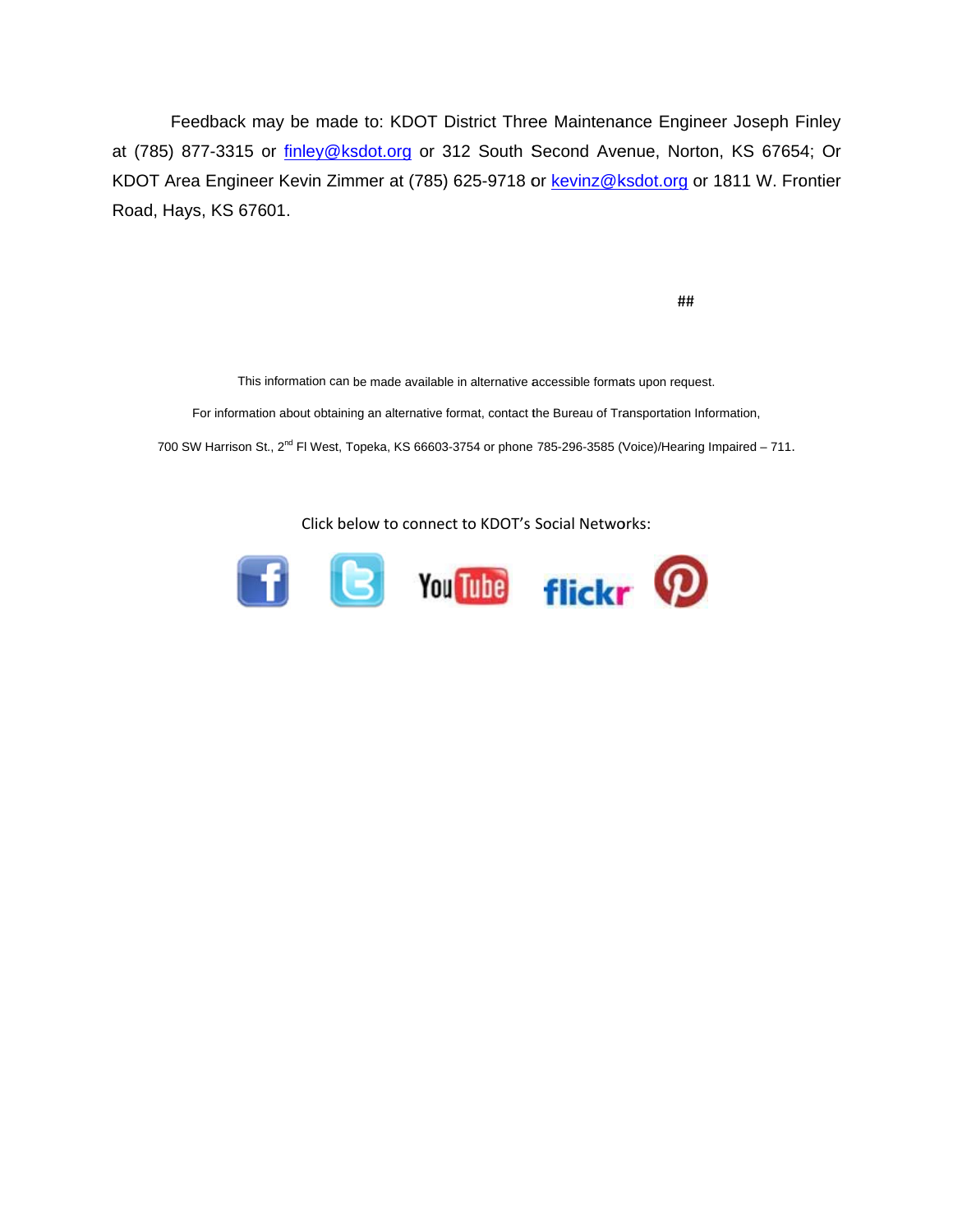Feedback may be made to: KDOT District Three Maintenance Engineer Joseph Finley at (785) 877-3315 or finley@ksdot.org or 312 South Second Avenue, Norton, KS 67654; Or KDOT Area Engineer Kevin Zimmer at (785) 625-9718 or kevinz@ksdot.org or 1811 W. Frontier Road, Hays, KS 67601.

##

This information can be made available in alternative accessible formats upon request.

For information about obtaining an alternative format, contact the Bureau of Transportation Information,

700 SW Harrison St., 2nd Fl West, Topeka, KS 66603-3754 or phone 785-296-3585 (Voice)/Hearing Impaired – 711.

Click below to connect to KDOT's Social Networks: